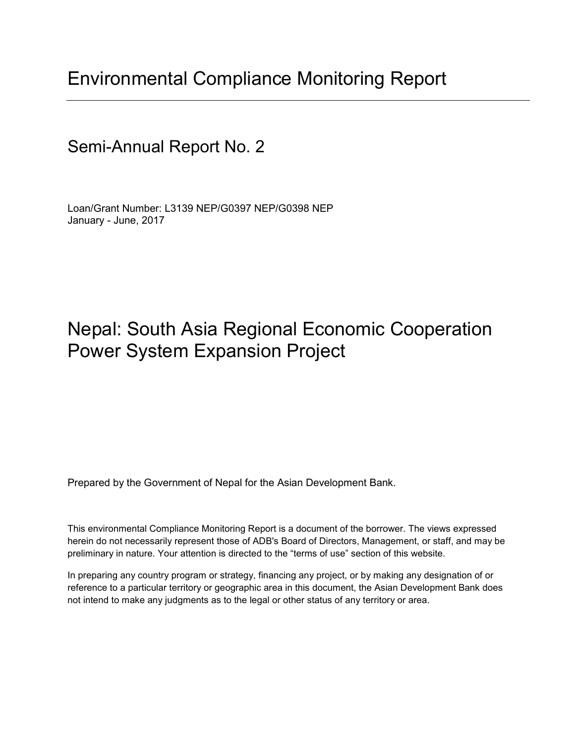# Environmental Compliance Monitoring Report

## Semi-Annual Report No. 2

Loan/Grant Number: L3139 NEP/G0397 NEP/G0398 NEP
January - June, 2017

# Nepal: South Asia Regional Economic Cooperation Power System Expansion Project

Prepared by the Government of Nepal for the Asian Development Bank.

This environmental Compliance Monitoring Report is a document of the borrower. The views expressed herein do not necessarily represent those of ADB's Board of Directors, Management, or staff, and may be preliminary in nature. Your attention is directed to the "terms of use" section of this website.

In preparing any country program or strategy, financing any project, or by making any designation of or reference to a particular territory or geographic area in this document, the Asian Development Bank does not intend to make any judgments as to the legal or other status of any territory or area.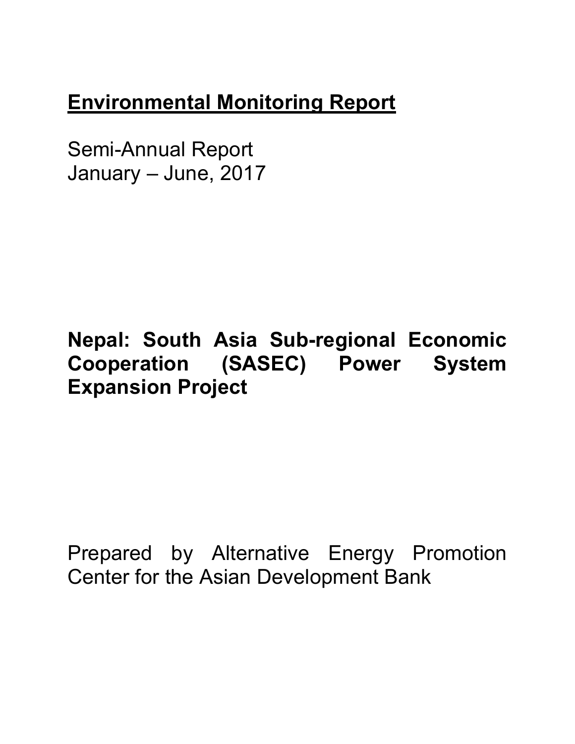# Environmental Monitoring Report

Semi-Annual Report
January – June, 2017

**Nepal: South Asia Sub-regional Economic Cooperation (SASEC) Power System Expansion Project**

Prepared by Alternative Energy Promotion Center for the Asian Development Bank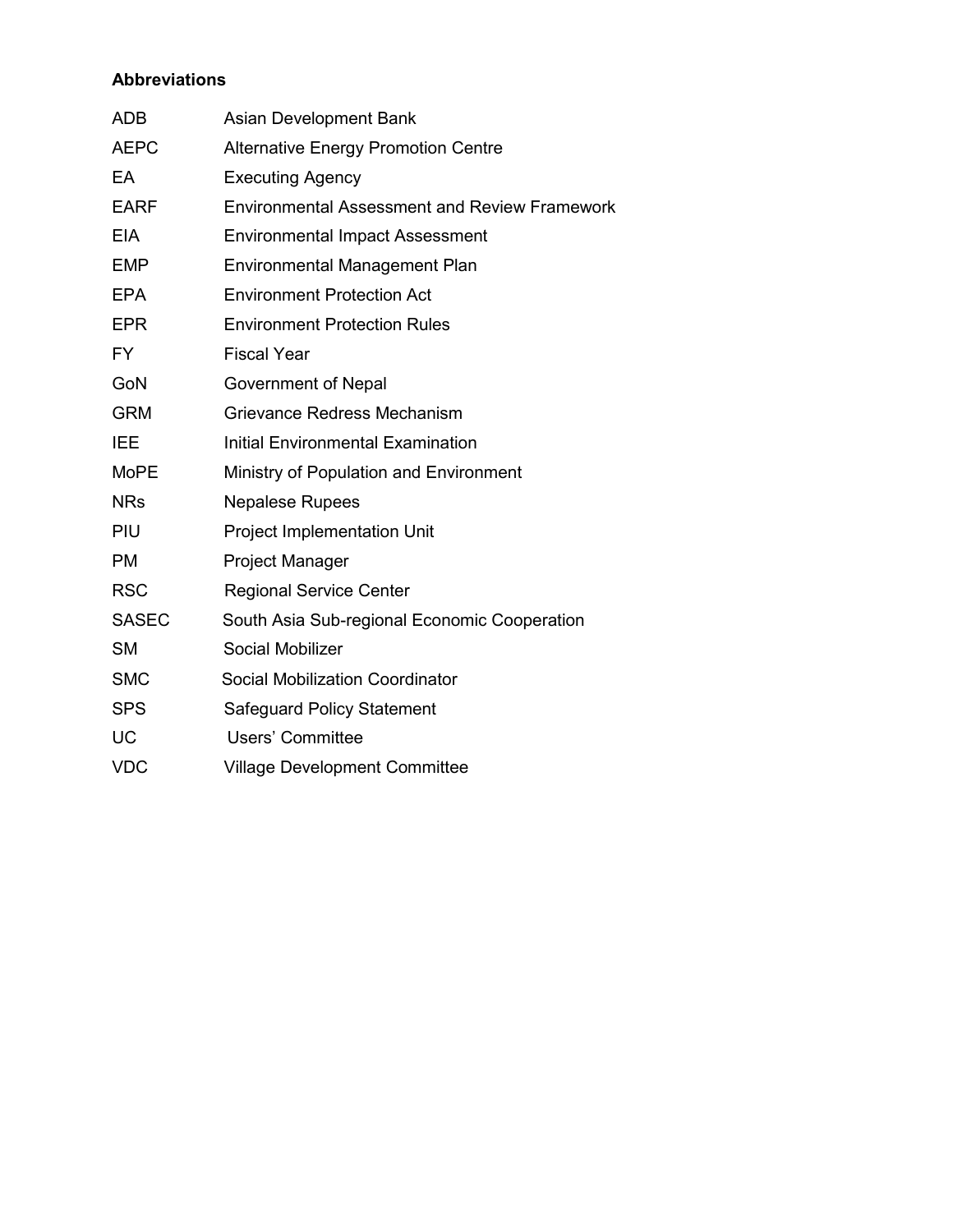**Abbreviations**

| | |
|---|---|
| ADB | Asian Development Bank |
| AEPC | Alternative Energy Promotion Centre |
| EA | Executing Agency |
| EARF | Environmental Assessment and Review Framework |
| EIA | Environmental Impact Assessment |
| EMP | Environmental Management Plan |
| EPA | Environment Protection Act |
| EPR | Environment Protection Rules |
| FY | Fiscal Year |
| GoN | Government of Nepal |
| GRM | Grievance Redress Mechanism |
| IEE | Initial Environmental Examination |
| MoPE | Ministry of Population and Environment |
| NRs | Nepalese Rupees |
| PIU | Project Implementation Unit |
| PM | Project Manager |
| RSC | Regional Service Center |
| SASEC | South Asia Sub-regional Economic Cooperation |
| SM | Social Mobilizer |
| SMC | Social Mobilization Coordinator |
| SPS | Safeguard Policy Statement |
| UC | Users' Committee |
| VDC | Village Development Committee |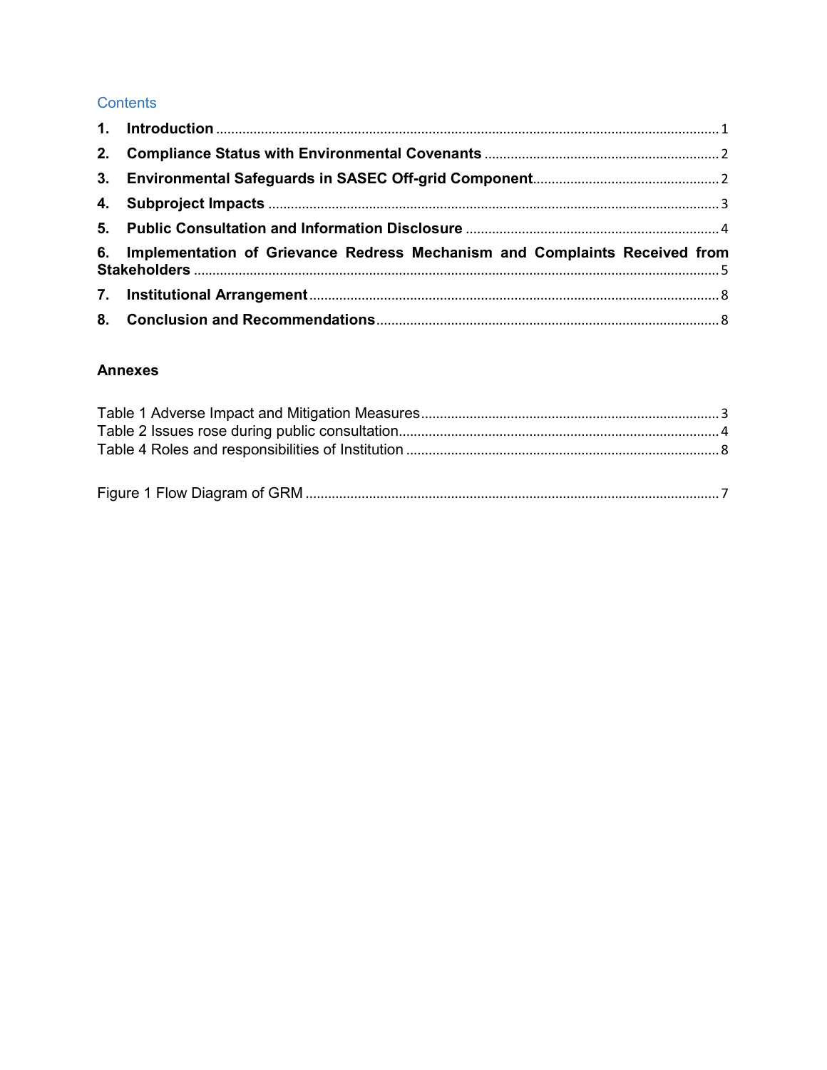## Contents

1. **Introduction** ..................................................................................................................................... 1
2. **Compliance Status with Environmental Covenants** .............................................................. 2
3. **Environmental Safeguards in SASEC Off-grid Component**................................................. 2
4. **Subproject Impacts** ....................................................................................................................... 3
5. **Public Consultation and Information Disclosure** ................................................................... 4
6. **Implementation of Grievance Redress Mechanism and Complaints Received from Stakeholders** .......................................................................................................................................... 5
7. **Institutional Arrangement** ............................................................................................................ 8
8. **Conclusion and Recommendations** ........................................................................................... 8

**Annexes**

Table 1 Adverse Impact and Mitigation Measures ............................................................................... 3
Table 2 Issues rose during public consultation..................................................................................... 4
Table 4 Roles and responsibilities of Institution .................................................................................. 8

Figure 1 Flow Diagram of GRM ............................................................................................................. 7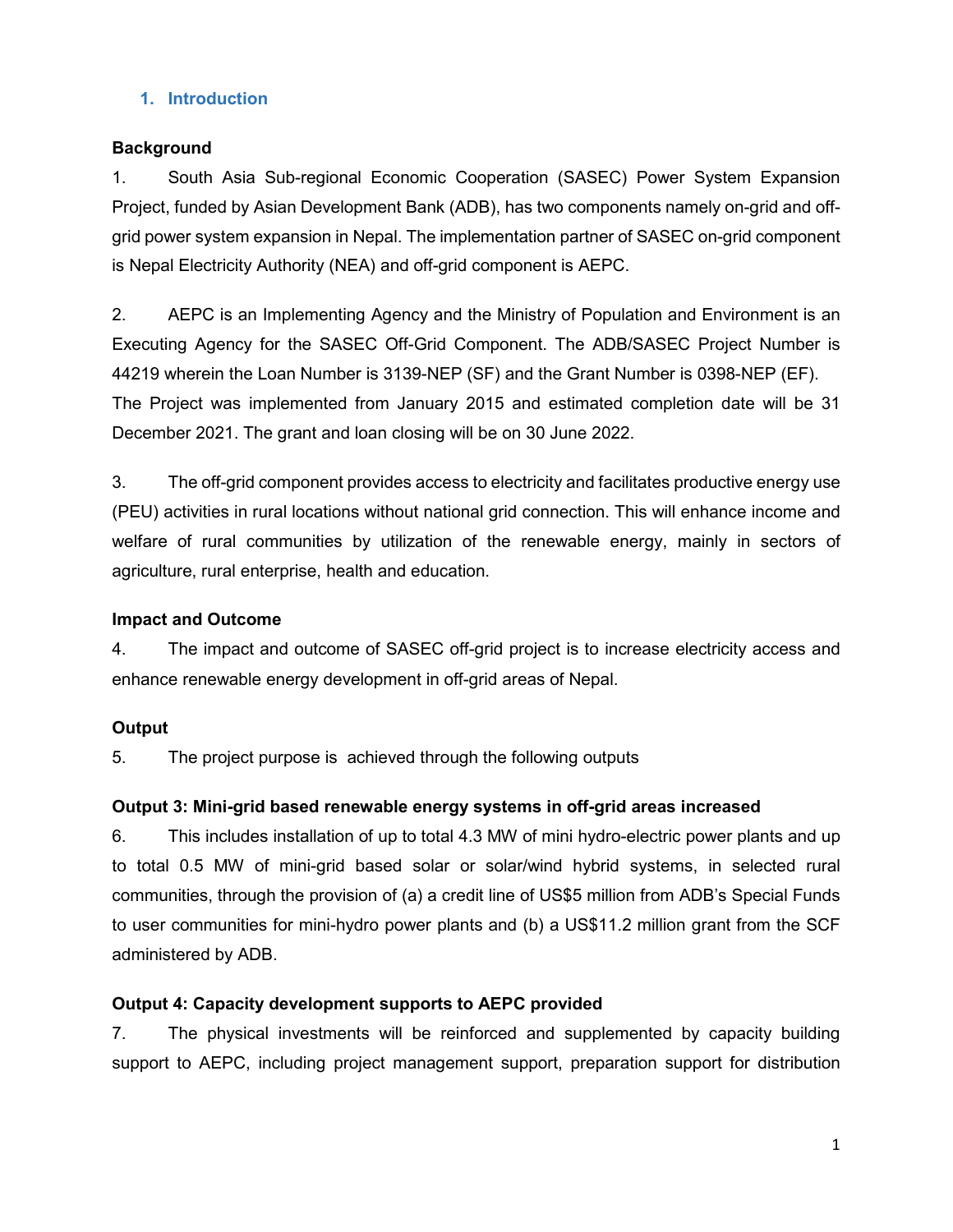## 1. Introduction

**Background**

1. South Asia Sub-regional Economic Cooperation (SASEC) Power System Expansion Project, funded by Asian Development Bank (ADB), has two components namely on-grid and off-grid power system expansion in Nepal. The implementation partner of SASEC on-grid component is Nepal Electricity Authority (NEA) and off-grid component is AEPC.

2. AEPC is an Implementing Agency and the Ministry of Population and Environment is an Executing Agency for the SASEC Off-Grid Component. The ADB/SASEC Project Number is 44219 wherein the Loan Number is 3139-NEP (SF) and the Grant Number is 0398-NEP (EF). The Project was implemented from January 2015 and estimated completion date will be 31 December 2021. The grant and loan closing will be on 30 June 2022.

3. The off-grid component provides access to electricity and facilitates productive energy use (PEU) activities in rural locations without national grid connection. This will enhance income and welfare of rural communities by utilization of the renewable energy, mainly in sectors of agriculture, rural enterprise, health and education.

**Impact and Outcome**

4. The impact and outcome of SASEC off-grid project is to increase electricity access and enhance renewable energy development in off-grid areas of Nepal.

**Output**

5. The project purpose is achieved through the following outputs

**Output 3: Mini-grid based renewable energy systems in off-grid areas increased**

6. This includes installation of up to total 4.3 MW of mini hydro-electric power plants and up to total 0.5 MW of mini-grid based solar or solar/wind hybrid systems, in selected rural communities, through the provision of (a) a credit line of US$5 million from ADB's Special Funds to user communities for mini-hydro power plants and (b) a US$11.2 million grant from the SCF administered by ADB.

**Output 4: Capacity development supports to AEPC provided**

7. The physical investments will be reinforced and supplemented by capacity building support to AEPC, including project management support, preparation support for distribution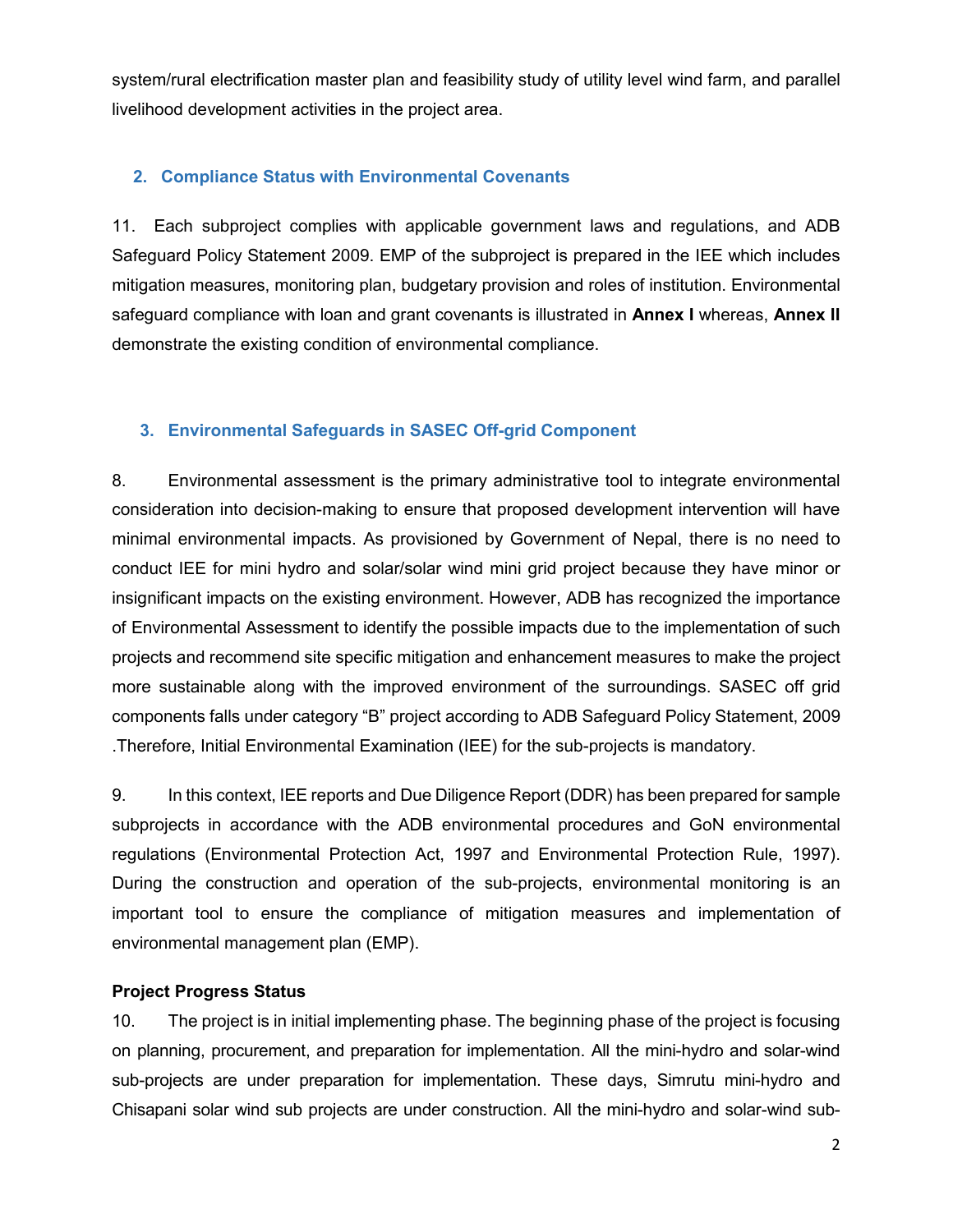system/rural electrification master plan and feasibility study of utility level wind farm, and parallel livelihood development activities in the project area.

## 2. Compliance Status with Environmental Covenants

11. Each subproject complies with applicable government laws and regulations, and ADB Safeguard Policy Statement 2009. EMP of the subproject is prepared in the IEE which includes mitigation measures, monitoring plan, budgetary provision and roles of institution. Environmental safeguard compliance with loan and grant covenants is illustrated in **Annex I** whereas, **Annex II** demonstrate the existing condition of environmental compliance.

## 3. Environmental Safeguards in SASEC Off-grid Component

8. Environmental assessment is the primary administrative tool to integrate environmental consideration into decision-making to ensure that proposed development intervention will have minimal environmental impacts. As provisioned by Government of Nepal, there is no need to conduct IEE for mini hydro and solar/solar wind mini grid project because they have minor or insignificant impacts on the existing environment. However, ADB has recognized the importance of Environmental Assessment to identify the possible impacts due to the implementation of such projects and recommend site specific mitigation and enhancement measures to make the project more sustainable along with the improved environment of the surroundings. SASEC off grid components falls under category "B" project according to ADB Safeguard Policy Statement, 2009 .Therefore, Initial Environmental Examination (IEE) for the sub-projects is mandatory.

9. In this context, IEE reports and Due Diligence Report (DDR) has been prepared for sample subprojects in accordance with the ADB environmental procedures and GoN environmental regulations (Environmental Protection Act, 1997 and Environmental Protection Rule, 1997). During the construction and operation of the sub-projects, environmental monitoring is an important tool to ensure the compliance of mitigation measures and implementation of environmental management plan (EMP).

**Project Progress Status**

10. The project is in initial implementing phase. The beginning phase of the project is focusing on planning, procurement, and preparation for implementation. All the mini-hydro and solar-wind sub-projects are under preparation for implementation. These days, Simrutu mini-hydro and Chisapani solar wind sub projects are under construction. All the mini-hydro and solar-wind sub-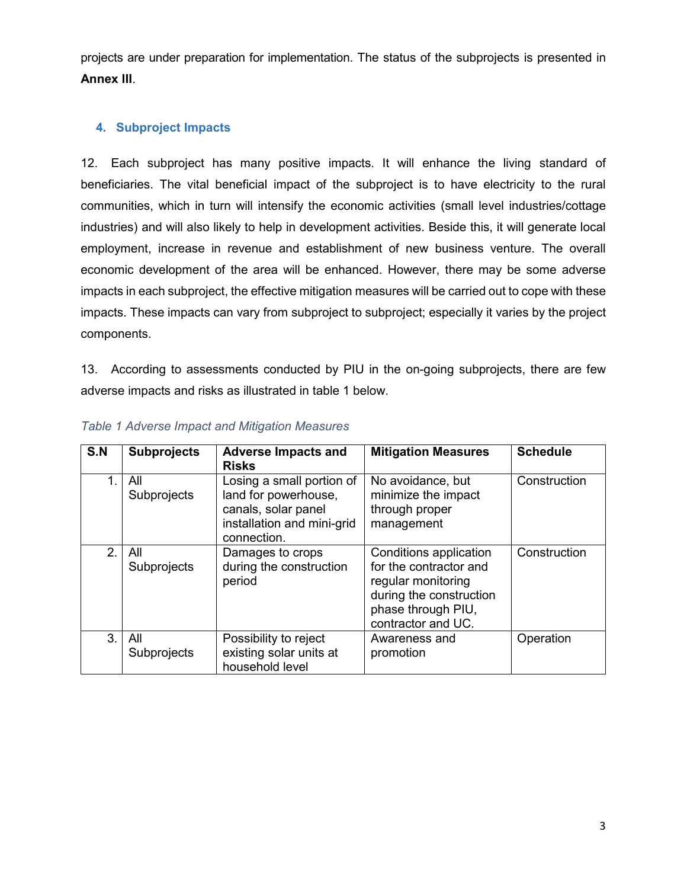projects are under preparation for implementation. The status of the subprojects is presented in **Annex III**.

## 4. Subproject Impacts

12. Each subproject has many positive impacts. It will enhance the living standard of beneficiaries. The vital beneficial impact of the subproject is to have electricity to the rural communities, which in turn will intensify the economic activities (small level industries/cottage industries) and will also likely to help in development activities. Beside this, it will generate local employment, increase in revenue and establishment of new business venture. The overall economic development of the area will be enhanced. However, there may be some adverse impacts in each subproject, the effective mitigation measures will be carried out to cope with these impacts. These impacts can vary from subproject to subproject; especially it varies by the project components.

13. According to assessments conducted by PIU in the on-going subprojects, there are few adverse impacts and risks as illustrated in table 1 below.

*Table 1 Adverse Impact and Mitigation Measures*

| S.N | Subprojects | Adverse Impacts and Risks | Mitigation Measures | Schedule |
|---|---|---|---|---|
| 1. | All Subprojects | Losing a small portion of land for powerhouse, canals, solar panel installation and mini-grid connection. | No avoidance, but minimize the impact through proper management | Construction |
| 2. | All Subprojects | Damages to crops during the construction period | Conditions application for the contractor and regular monitoring during the construction phase through PIU, contractor and UC. | Construction |
| 3. | All Subprojects | Possibility to reject existing solar units at household level | Awareness and promotion | Operation |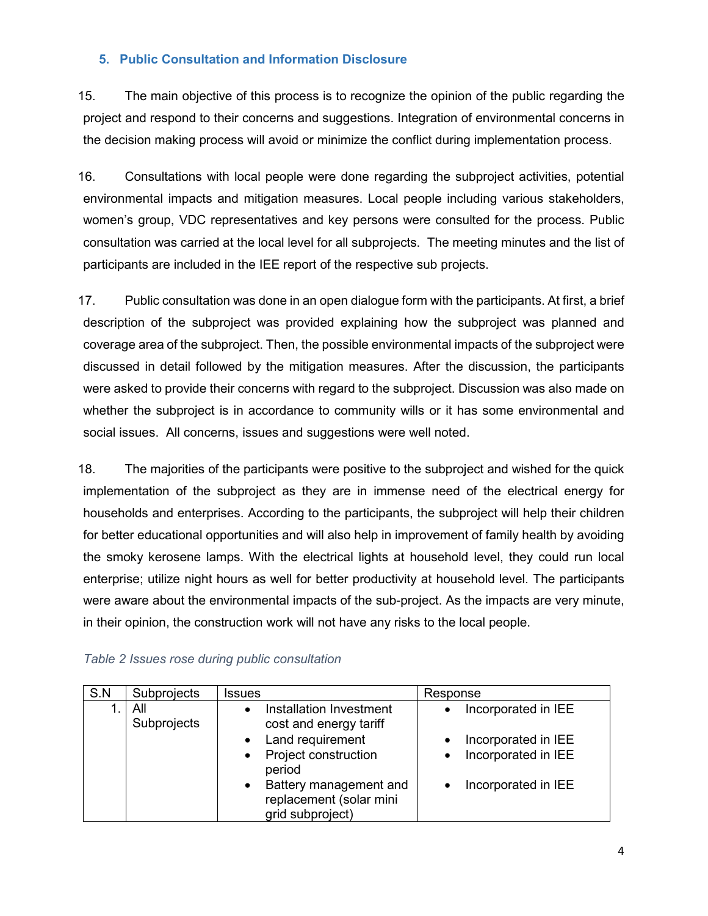## 5. Public Consultation and Information Disclosure

15. The main objective of this process is to recognize the opinion of the public regarding the project and respond to their concerns and suggestions. Integration of environmental concerns in the decision making process will avoid or minimize the conflict during implementation process.

16. Consultations with local people were done regarding the subproject activities, potential environmental impacts and mitigation measures. Local people including various stakeholders, women's group, VDC representatives and key persons were consulted for the process. Public consultation was carried at the local level for all subprojects. The meeting minutes and the list of participants are included in the IEE report of the respective sub projects.

17. Public consultation was done in an open dialogue form with the participants. At first, a brief description of the subproject was provided explaining how the subproject was planned and coverage area of the subproject. Then, the possible environmental impacts of the subproject were discussed in detail followed by the mitigation measures. After the discussion, the participants were asked to provide their concerns with regard to the subproject. Discussion was also made on whether the subproject is in accordance to community wills or it has some environmental and social issues. All concerns, issues and suggestions were well noted.

18. The majorities of the participants were positive to the subproject and wished for the quick implementation of the subproject as they are in immense need of the electrical energy for households and enterprises. According to the participants, the subproject will help their children for better educational opportunities and will also help in improvement of family health by avoiding the smoky kerosene lamps. With the electrical lights at household level, they could run local enterprise; utilize night hours as well for better productivity at household level. The participants were aware about the environmental impacts of the sub-project. As the impacts are very minute, in their opinion, the construction work will not have any risks to the local people.

*Table 2 Issues rose during public consultation*

| S.N | Subprojects | Issues | Response |
|---|---|---|---|
| 1. | All Subprojects | • Installation Investment cost and energy tariff<br>• Land requirement<br>• Project construction period<br>• Battery management and replacement (solar mini grid subproject) | • Incorporated in IEE<br>• Incorporated in IEE<br>• Incorporated in IEE<br>• Incorporated in IEE |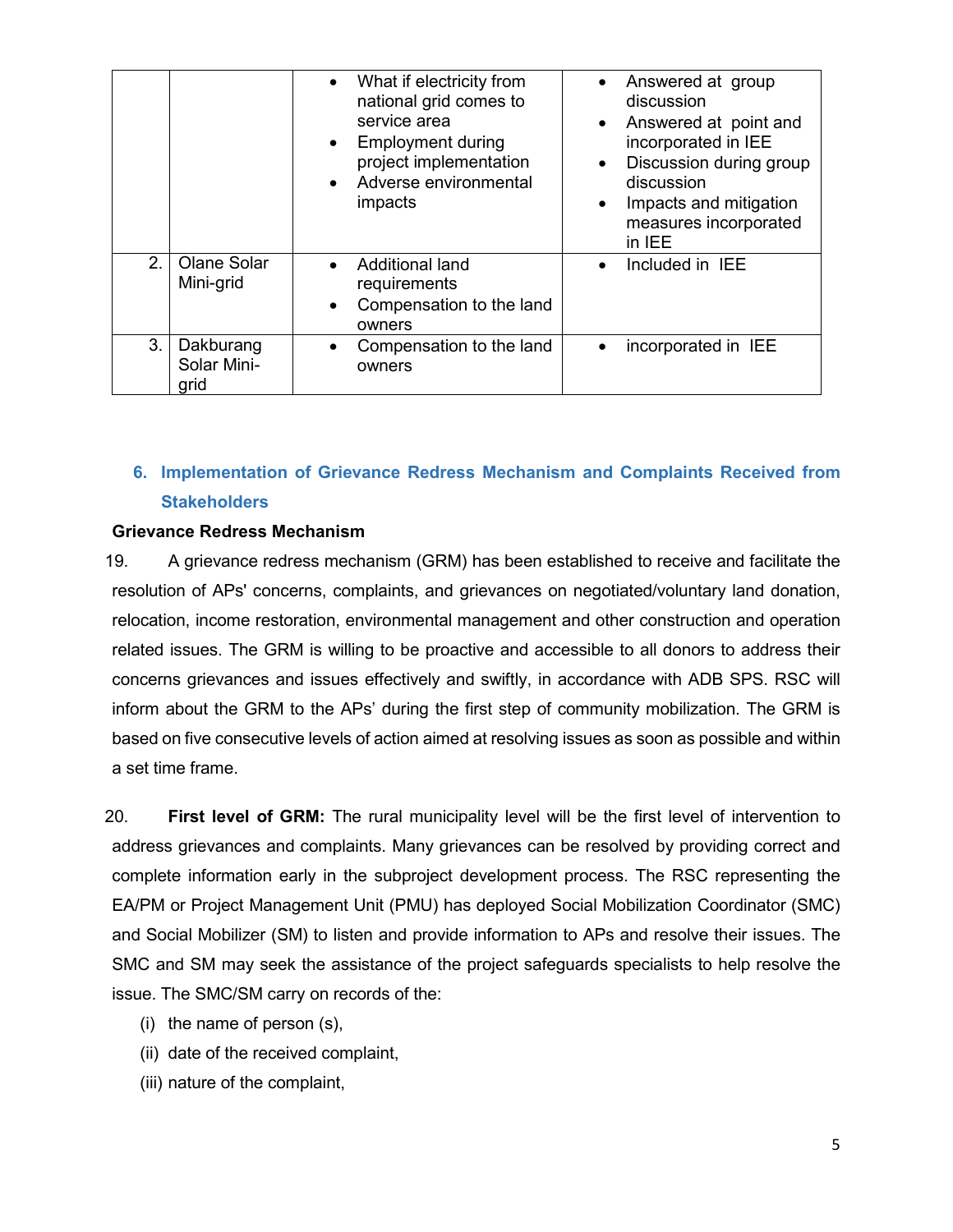| | | | |
|---|---|---|---|
| | | • What if electricity from national grid comes to service area<br>• Employment during project implementation<br>• Adverse environmental impacts | • Answered at group discussion<br>• Answered at point and incorporated in IEE<br>• Discussion during group discussion<br>• Impacts and mitigation measures incorporated in IEE |
| 2. | Olane Solar Mini-grid | • Additional land requirements<br>• Compensation to the land owners | • Included in IEE |
| 3. | Dakburang Solar Mini-grid | • Compensation to the land owners | • incorporated in IEE |

## 6. Implementation of Grievance Redress Mechanism and Complaints Received from Stakeholders

**Grievance Redress Mechanism**

19. A grievance redress mechanism (GRM) has been established to receive and facilitate the resolution of APs' concerns, complaints, and grievances on negotiated/voluntary land donation, relocation, income restoration, environmental management and other construction and operation related issues. The GRM is willing to be proactive and accessible to all donors to address their concerns grievances and issues effectively and swiftly, in accordance with ADB SPS. RSC will inform about the GRM to the APs' during the first step of community mobilization. The GRM is based on five consecutive levels of action aimed at resolving issues as soon as possible and within a set time frame.

20. **First level of GRM:** The rural municipality level will be the first level of intervention to address grievances and complaints. Many grievances can be resolved by providing correct and complete information early in the subproject development process. The RSC representing the EA/PM or Project Management Unit (PMU) has deployed Social Mobilization Coordinator (SMC) and Social Mobilizer (SM) to listen and provide information to APs and resolve their issues. The SMC and SM may seek the assistance of the project safeguards specialists to help resolve the issue. The SMC/SM carry on records of the:

(i) the name of person (s),
(ii) date of the received complaint,
(iii) nature of the complaint,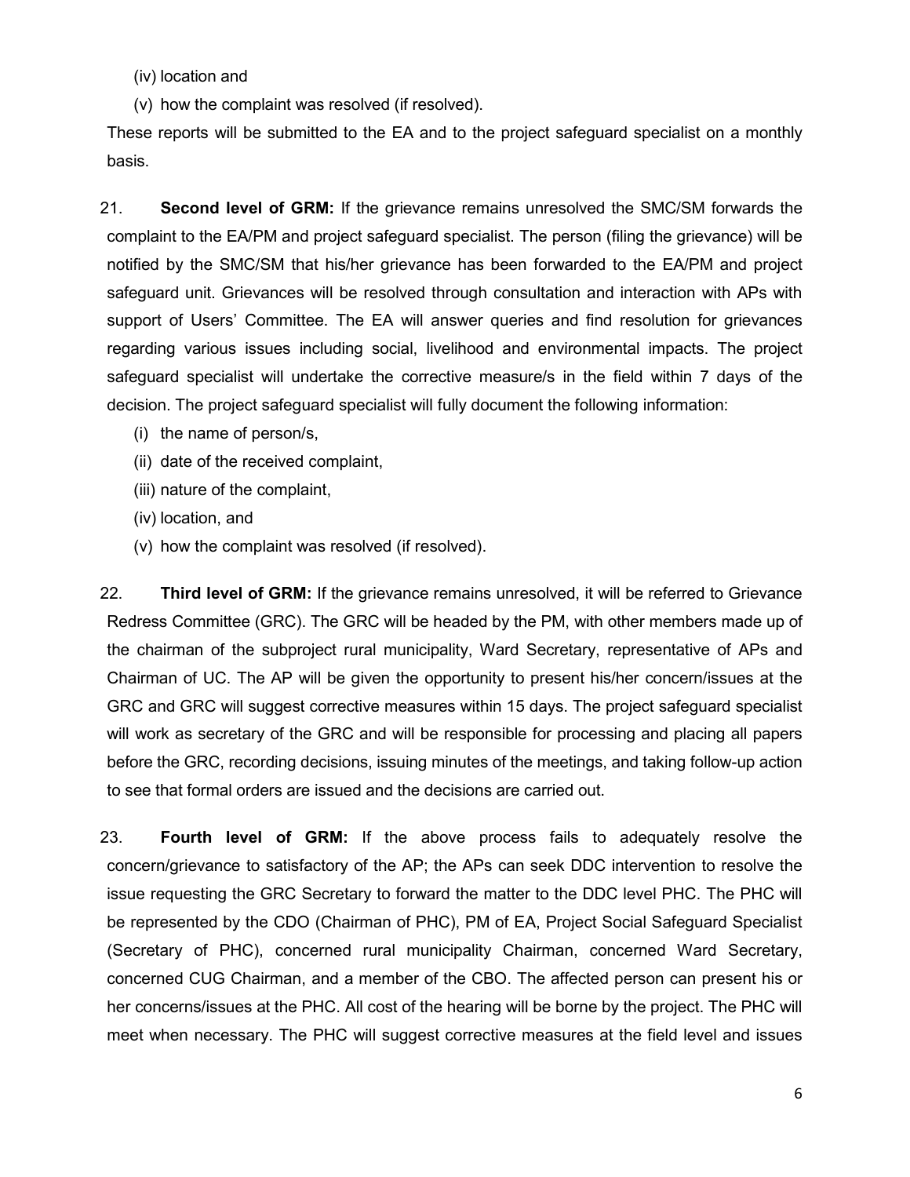(iv) location and

(v) how the complaint was resolved (if resolved).

These reports will be submitted to the EA and to the project safeguard specialist on a monthly basis.

21. **Second level of GRM:** If the grievance remains unresolved the SMC/SM forwards the complaint to the EA/PM and project safeguard specialist. The person (filing the grievance) will be notified by the SMC/SM that his/her grievance has been forwarded to the EA/PM and project safeguard unit. Grievances will be resolved through consultation and interaction with APs with support of Users' Committee. The EA will answer queries and find resolution for grievances regarding various issues including social, livelihood and environmental impacts. The project safeguard specialist will undertake the corrective measure/s in the field within 7 days of the decision. The project safeguard specialist will fully document the following information:

(i) the name of person/s,

(ii) date of the received complaint,

(iii) nature of the complaint,

(iv) location, and

(v) how the complaint was resolved (if resolved).

22. **Third level of GRM:** If the grievance remains unresolved, it will be referred to Grievance Redress Committee (GRC). The GRC will be headed by the PM, with other members made up of the chairman of the subproject rural municipality, Ward Secretary, representative of APs and Chairman of UC. The AP will be given the opportunity to present his/her concern/issues at the GRC and GRC will suggest corrective measures within 15 days. The project safeguard specialist will work as secretary of the GRC and will be responsible for processing and placing all papers before the GRC, recording decisions, issuing minutes of the meetings, and taking follow-up action to see that formal orders are issued and the decisions are carried out.

23. **Fourth level of GRM:** If the above process fails to adequately resolve the concern/grievance to satisfactory of the AP; the APs can seek DDC intervention to resolve the issue requesting the GRC Secretary to forward the matter to the DDC level PHC. The PHC will be represented by the CDO (Chairman of PHC), PM of EA, Project Social Safeguard Specialist (Secretary of PHC), concerned rural municipality Chairman, concerned Ward Secretary, concerned CUG Chairman, and a member of the CBO. The affected person can present his or her concerns/issues at the PHC. All cost of the hearing will be borne by the project. The PHC will meet when necessary. The PHC will suggest corrective measures at the field level and issues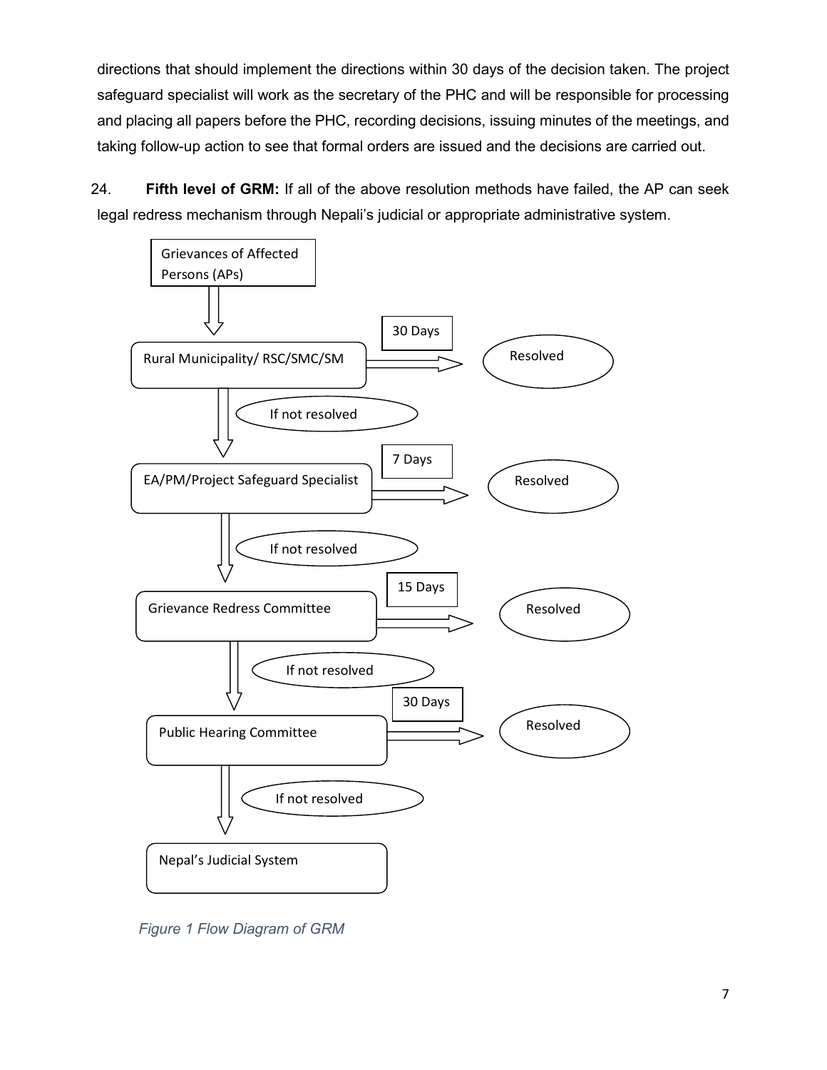directions that should implement the directions within 30 days of the decision taken. The project safeguard specialist will work as the secretary of the PHC and will be responsible for processing and placing all papers before the PHC, recording decisions, issuing minutes of the meetings, and taking follow-up action to see that formal orders are issued and the decisions are carried out.

24. **Fifth level of GRM:** If all of the above resolution methods have failed, the AP can seek legal redress mechanism through Nepali's judicial or appropriate administrative system.

Grievances of Affected Persons (APs)

↓

Rural Municipality/ RSC/SMC/SM → (30 Days) → Resolved

↓ If not resolved

EA/PM/Project Safeguard Specialist → (7 Days) → Resolved

↓ If not resolved

Grievance Redress Committee → (15 Days) → Resolved

↓ If not resolved

Public Hearing Committee → (30 Days) → Resolved

↓ If not resolved

Nepal's Judicial System

*Figure 1 Flow Diagram of GRM*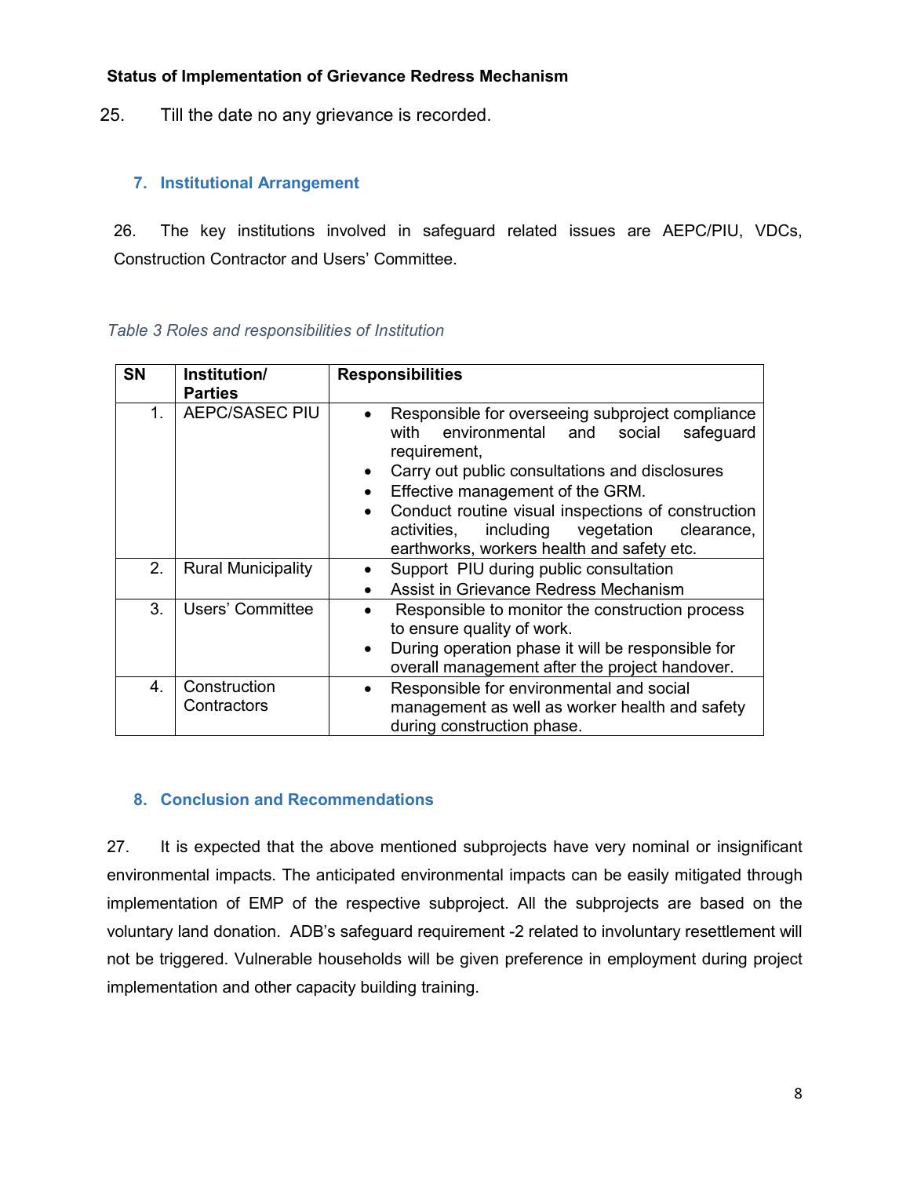**Status of Implementation of Grievance Redress Mechanism**

25. Till the date no any grievance is recorded.

## 7. Institutional Arrangement

26. The key institutions involved in safeguard related issues are AEPC/PIU, VDCs, Construction Contractor and Users' Committee.

*Table 3 Roles and responsibilities of Institution*

| SN | Institution/ Parties | Responsibilities |
|---|---|---|
| 1. | AEPC/SASEC PIU | • Responsible for overseeing subproject compliance with environmental and social safeguard requirement,<br>• Carry out public consultations and disclosures<br>• Effective management of the GRM.<br>• Conduct routine visual inspections of construction activities, including vegetation clearance, earthworks, workers health and safety etc. |
| 2. | Rural Municipality | • Support PIU during public consultation<br>• Assist in Grievance Redress Mechanism |
| 3. | Users' Committee | • Responsible to monitor the construction process to ensure quality of work.<br>• During operation phase it will be responsible for overall management after the project handover. |
| 4. | Construction Contractors | • Responsible for environmental and social management as well as worker health and safety during construction phase. |

## 8. Conclusion and Recommendations

27. It is expected that the above mentioned subprojects have very nominal or insignificant environmental impacts. The anticipated environmental impacts can be easily mitigated through implementation of EMP of the respective subproject. All the subprojects are based on the voluntary land donation. ADB's safeguard requirement -2 related to involuntary resettlement will not be triggered. Vulnerable households will be given preference in employment during project implementation and other capacity building training.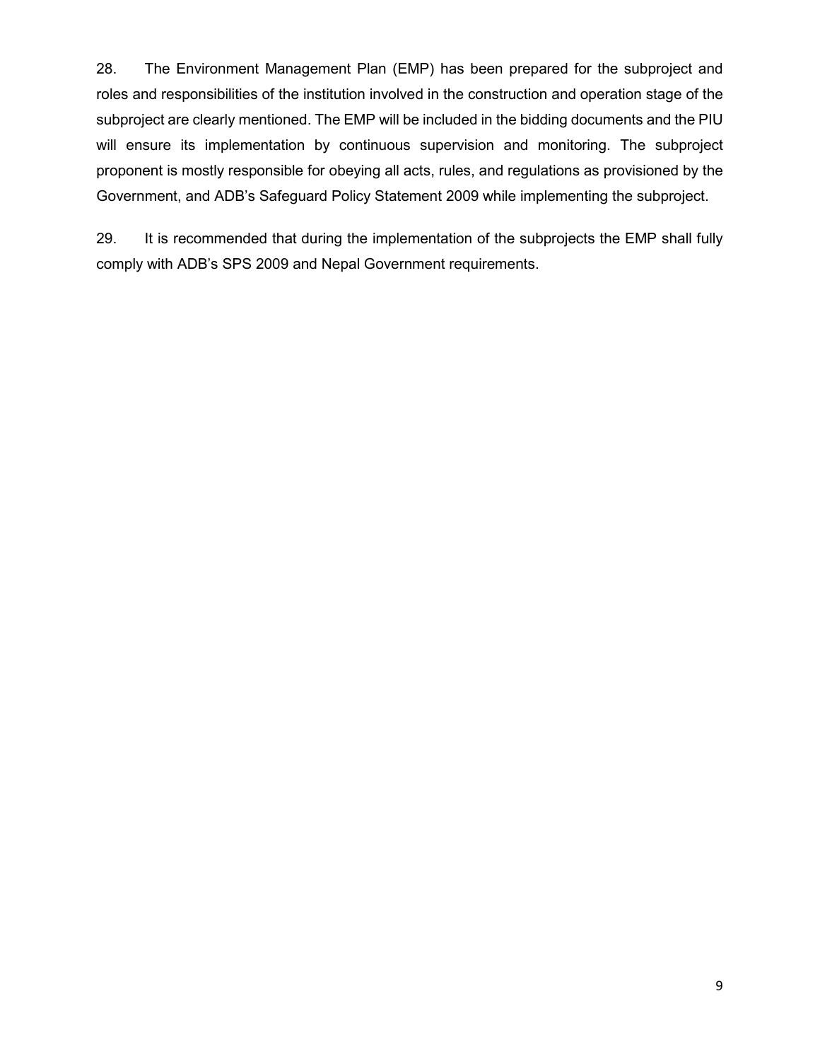28. The Environment Management Plan (EMP) has been prepared for the subproject and roles and responsibilities of the institution involved in the construction and operation stage of the subproject are clearly mentioned. The EMP will be included in the bidding documents and the PIU will ensure its implementation by continuous supervision and monitoring. The subproject proponent is mostly responsible for obeying all acts, rules, and regulations as provisioned by the Government, and ADB's Safeguard Policy Statement 2009 while implementing the subproject.

29. It is recommended that during the implementation of the subprojects the EMP shall fully comply with ADB's SPS 2009 and Nepal Government requirements.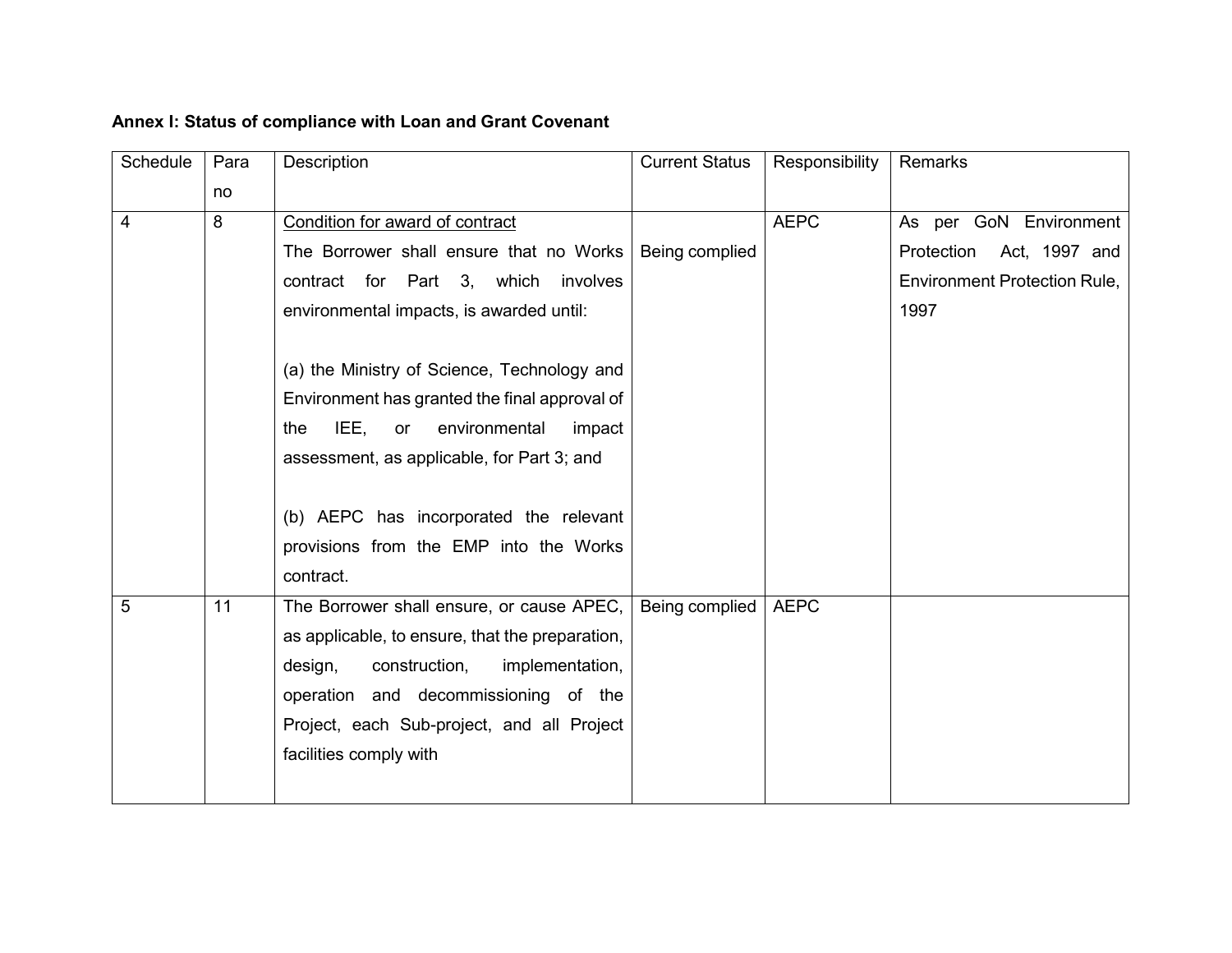**Annex I: Status of compliance with Loan and Grant Covenant**

| Schedule | Para no | Description | Current Status | Responsibility | Remarks |
|---|---|---|---|---|---|
| 4 | 8 | <u>Condition for award of contract</u><br>The Borrower shall ensure that no Works contract for Part 3, which involves environmental impacts, is awarded until:<br><br>(a) the Ministry of Science, Technology and Environment has granted the final approval of the IEE, or environmental impact assessment, as applicable, for Part 3; and<br><br>(b) AEPC has incorporated the relevant provisions from the EMP into the Works contract. | Being complied | AEPC | As per GoN Environment Protection Act, 1997 and Environment Protection Rule, 1997 |
| 5 | 11 | The Borrower shall ensure, or cause APEC, as applicable, to ensure, that the preparation, design, construction, implementation, operation and decommissioning of the Project, each Sub-project, and all Project facilities comply with | Being complied | AEPC | |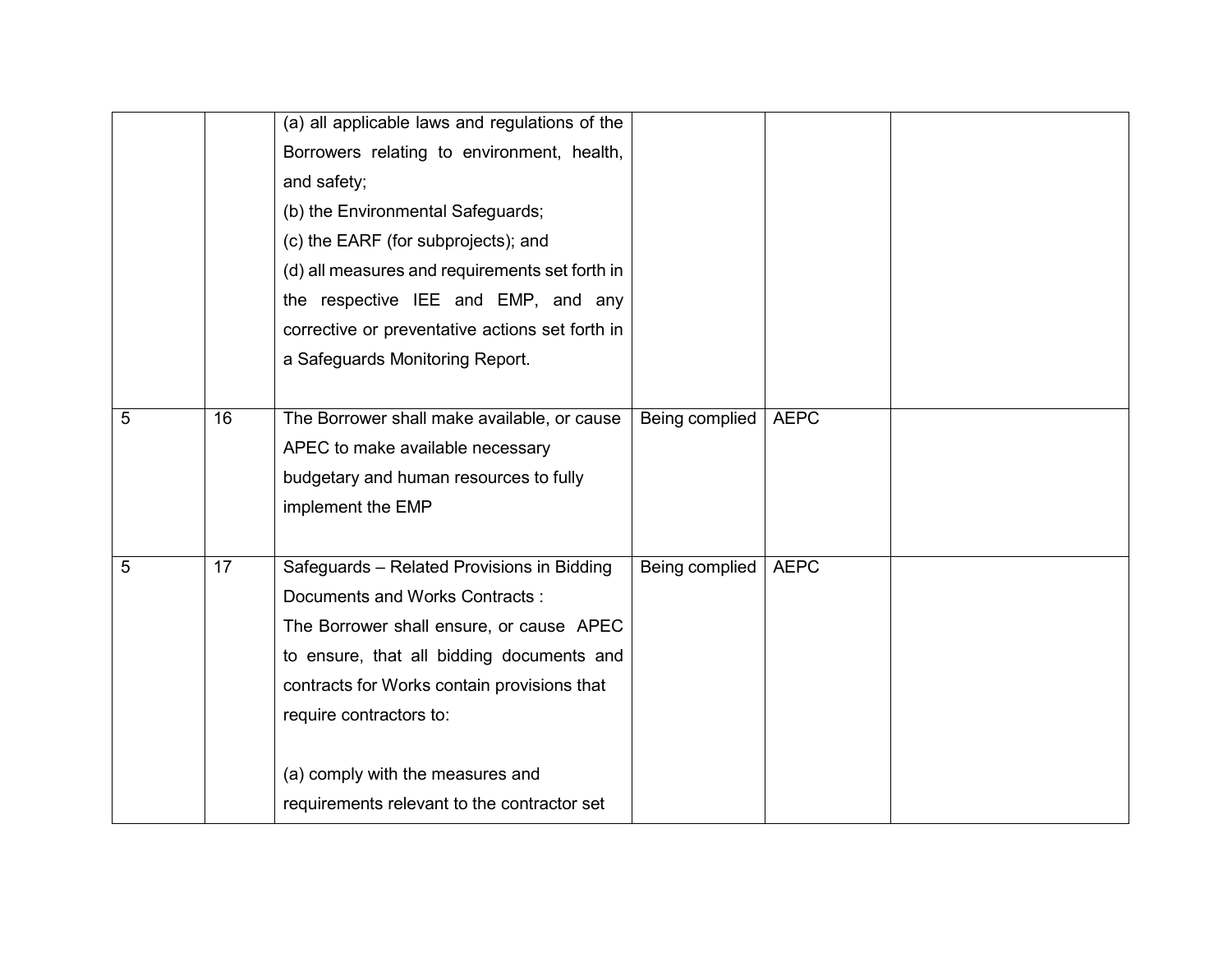| | | | | | |
|---|---|---|---|---|---|
| | | (a) all applicable laws and regulations of the Borrowers relating to environment, health, and safety;<br>(b) the Environmental Safeguards;<br>(c) the EARF (for subprojects); and<br>(d) all measures and requirements set forth in the respective IEE and EMP, and any corrective or preventative actions set forth in a Safeguards Monitoring Report. | | | |
| 5 | 16 | The Borrower shall make available, or cause APEC to make available necessary budgetary and human resources to fully implement the EMP | Being complied | AEPC | |
| 5 | 17 | Safeguards – Related Provisions in Bidding Documents and Works Contracts :<br>The Borrower shall ensure, or cause APEC to ensure, that all bidding documents and contracts for Works contain provisions that require contractors to:<br><br>(a) comply with the measures and requirements relevant to the contractor set | Being complied | AEPC | |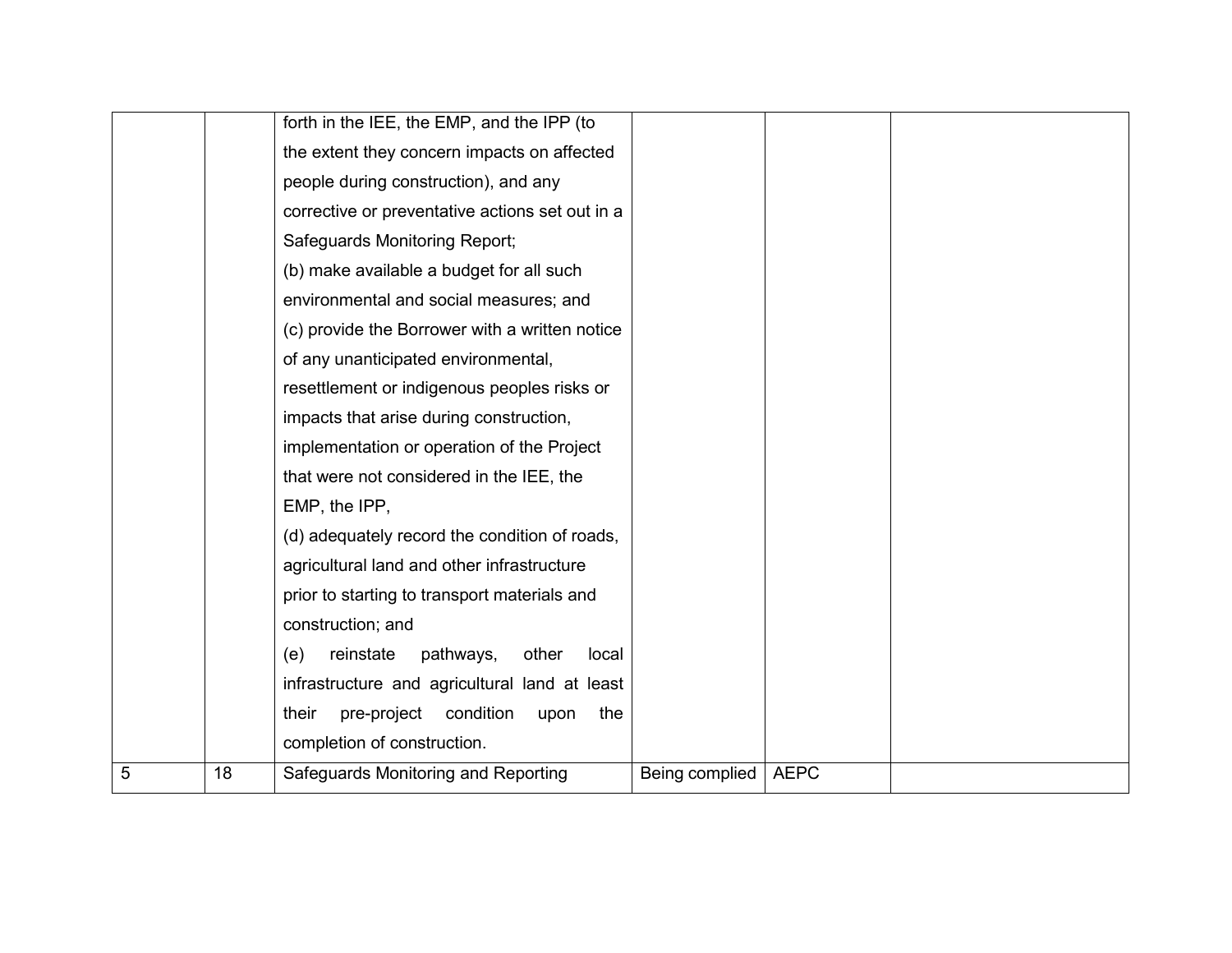| | | | | | |
|---|---|---|---|---|---|
| | | forth in the IEE, the EMP, and the IPP (to the extent they concern impacts on affected people during construction), and any corrective or preventative actions set out in a Safeguards Monitoring Report;<br>(b) make available a budget for all such environmental and social measures; and<br>(c) provide the Borrower with a written notice of any unanticipated environmental, resettlement or indigenous peoples risks or impacts that arise during construction, implementation or operation of the Project that were not considered in the IEE, the EMP, the IPP,<br>(d) adequately record the condition of roads, agricultural land and other infrastructure prior to starting to transport materials and construction; and<br>(e) reinstate pathways, other local infrastructure and agricultural land at least their pre-project condition upon the completion of construction. | | | |
| 5 | 18 | Safeguards Monitoring and Reporting | Being complied | AEPC | |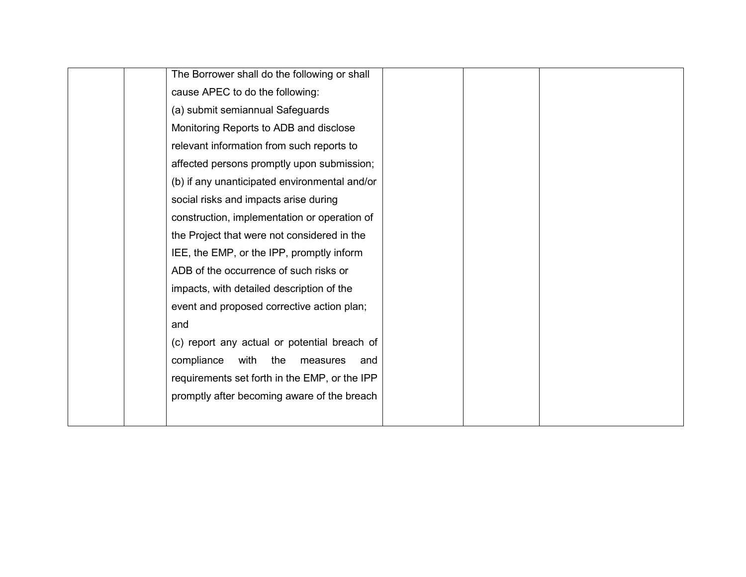|  |  |  |  |  |  |
|---|---|---|---|---|---|
|  |  | The Borrower shall do the following or shall cause APEC to do the following:<br>(a) submit semiannual Safeguards Monitoring Reports to ADB and disclose relevant information from such reports to affected persons promptly upon submission;<br>(b) if any unanticipated environmental and/or social risks and impacts arise during construction, implementation or operation of the Project that were not considered in the IEE, the EMP, or the IPP, promptly inform ADB of the occurrence of such risks or impacts, with detailed description of the event and proposed corrective action plan; and<br>(c) report any actual or potential breach of compliance with the measures and requirements set forth in the EMP, or the IPP promptly after becoming aware of the breach |  |  |  |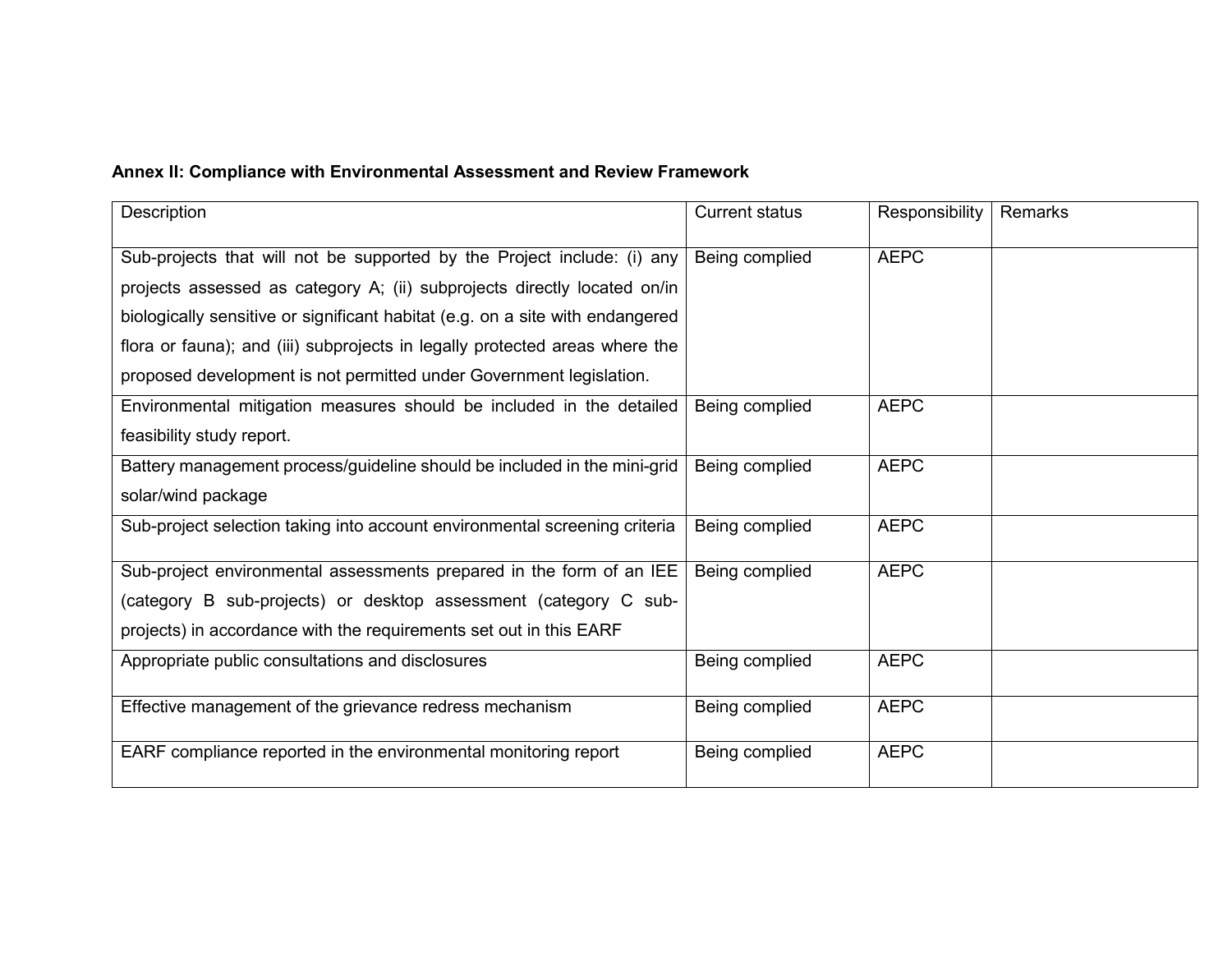**Annex II: Compliance with Environmental Assessment and Review Framework**

| Description | Current status | Responsibility | Remarks |
|---|---|---|---|
| Sub-projects that will not be supported by the Project include: (i) any projects assessed as category A; (ii) subprojects directly located on/in biologically sensitive or significant habitat (e.g. on a site with endangered flora or fauna); and (iii) subprojects in legally protected areas where the proposed development is not permitted under Government legislation. | Being complied | AEPC | |
| Environmental mitigation measures should be included in the detailed feasibility study report. | Being complied | AEPC | |
| Battery management process/guideline should be included in the mini-grid solar/wind package | Being complied | AEPC | |
| Sub-project selection taking into account environmental screening criteria | Being complied | AEPC | |
| Sub-project environmental assessments prepared in the form of an IEE (category B sub-projects) or desktop assessment (category C sub-projects) in accordance with the requirements set out in this EARF | Being complied | AEPC | |
| Appropriate public consultations and disclosures | Being complied | AEPC | |
| Effective management of the grievance redress mechanism | Being complied | AEPC | |
| EARF compliance reported in the environmental monitoring report | Being complied | AEPC | |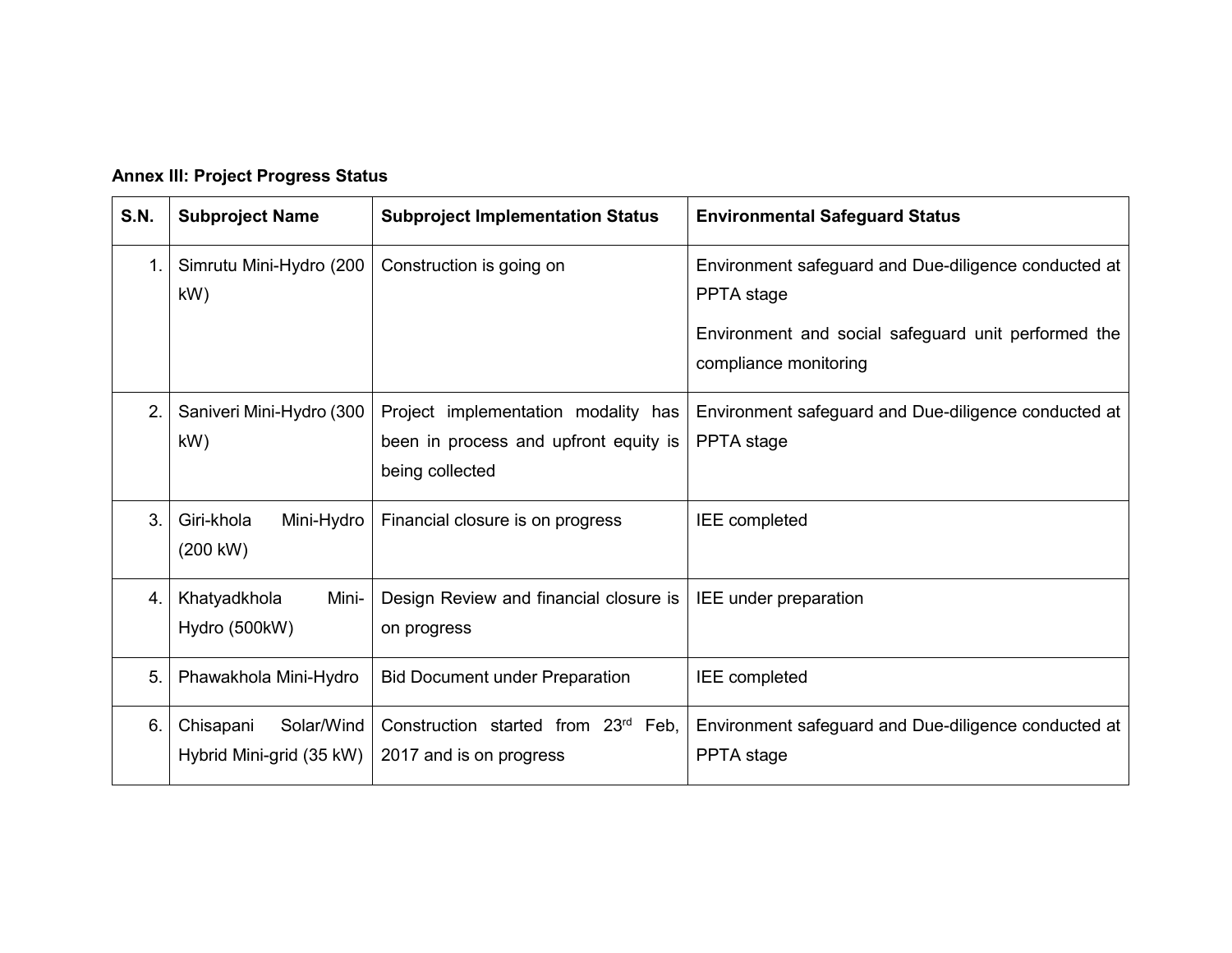**Annex III: Project Progress Status**

| S.N. | Subproject Name | Subproject Implementation Status | Environmental Safeguard Status |
|---|---|---|---|
| 1. | Simrutu Mini-Hydro (200 kW) | Construction is going on | Environment safeguard and Due-diligence conducted at PPTA stage<br><br>Environment and social safeguard unit performed the compliance monitoring |
| 2. | Saniveri Mini-Hydro (300 kW) | Project implementation modality has been in process and upfront equity is being collected | Environment safeguard and Due-diligence conducted at PPTA stage |
| 3. | Giri-khola Mini-Hydro (200 kW) | Financial closure is on progress | IEE completed |
| 4. | Khatyadkhola Mini-Hydro (500kW) | Design Review and financial closure is on progress | IEE under preparation |
| 5. | Phawakhola Mini-Hydro | Bid Document under Preparation | IEE completed |
| 6. | Chisapani Solar/Wind Hybrid Mini-grid (35 kW) | Construction started from 23rd Feb, 2017 and is on progress | Environment safeguard and Due-diligence conducted at PPTA stage |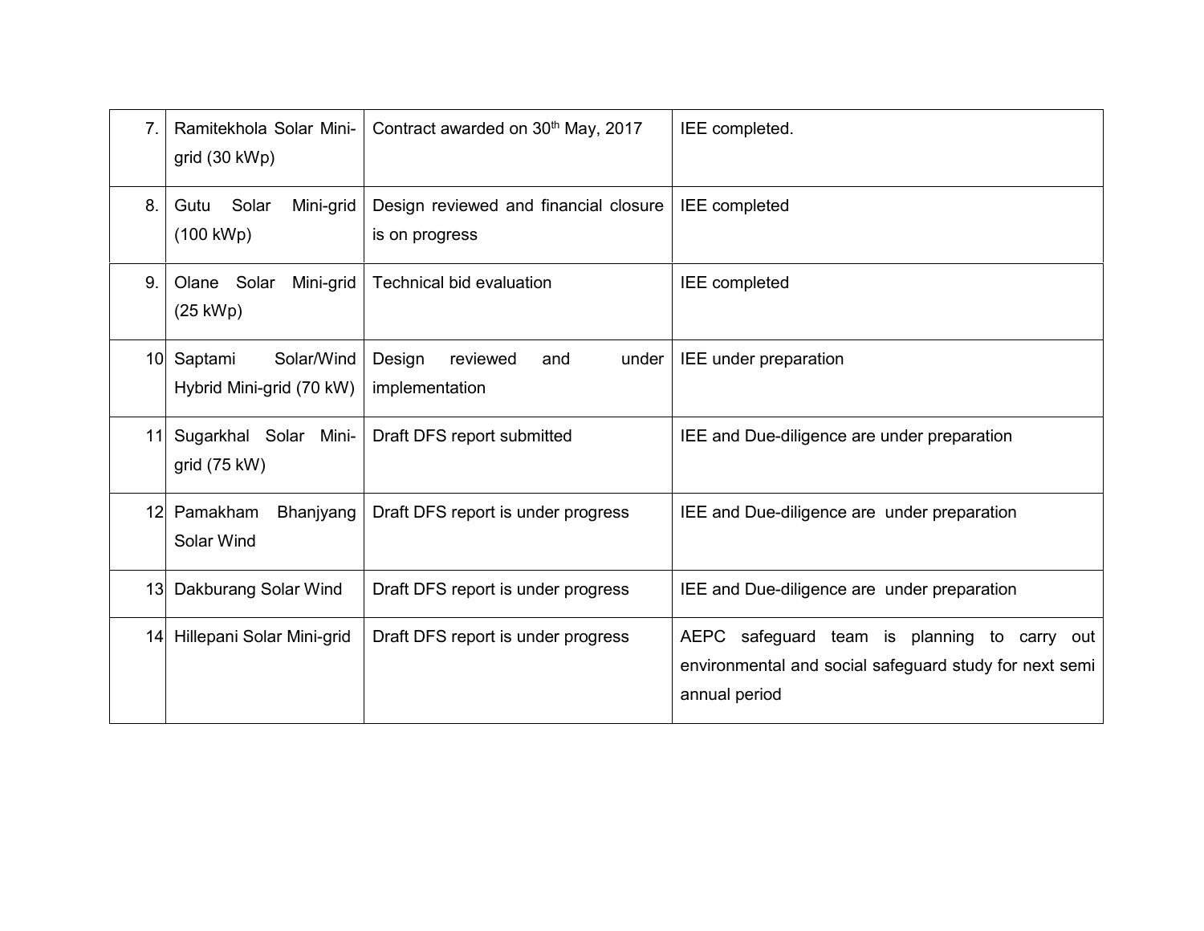| 7. | Ramitekhola Solar Mini-grid (30 kWp) | Contract awarded on 30th May, 2017 | IEE completed. |
|---|---|---|---|
| 8. | Gutu Solar Mini-grid (100 kWp) | Design reviewed and financial closure is on progress | IEE completed |
| 9. | Olane Solar Mini-grid (25 kWp) | Technical bid evaluation | IEE completed |
| 10 | Saptami Solar/Wind Hybrid Mini-grid (70 kW) | Design reviewed and under implementation | IEE under preparation |
| 11 | Sugarkhal Solar Mini-grid (75 kW) | Draft DFS report submitted | IEE and Due-diligence are under preparation |
| 12 | Pamakham Bhanjyang Solar Wind | Draft DFS report is under progress | IEE and Due-diligence are under preparation |
| 13 | Dakburang Solar Wind | Draft DFS report is under progress | IEE and Due-diligence are under preparation |
| 14 | Hillepani Solar Mini-grid | Draft DFS report is under progress | AEPC safeguard team is planning to carry out environmental and social safeguard study for next semi annual period |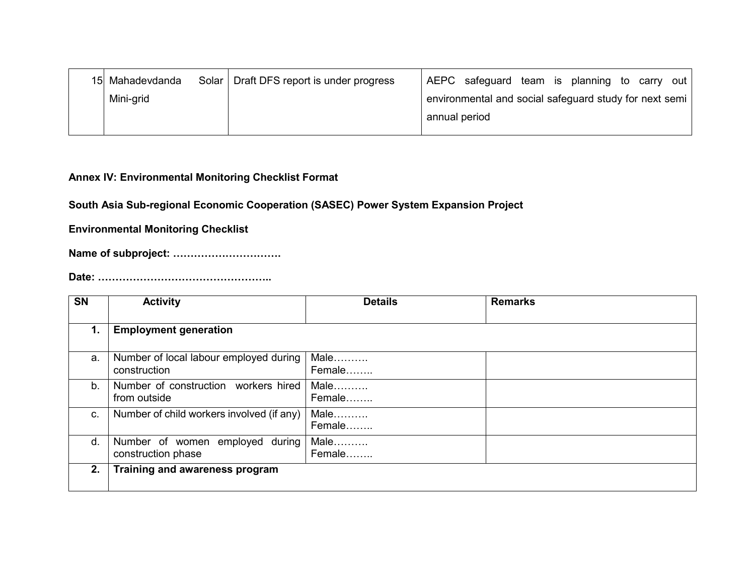| 15 | Mahadevdanda Solar Mini-grid | Draft DFS report is under progress | AEPC safeguard team is planning to carry out environmental and social safeguard study for next semi annual period |
|---|---|---|---|

**Annex IV: Environmental Monitoring Checklist Format**

**South Asia Sub-regional Economic Cooperation (SASEC) Power System Expansion Project**

**Environmental Monitoring Checklist**

**Name of subproject: ………………………….**

**Date: …………………………………………..**

| SN | Activity | Details | Remarks |
|---|---|---|---|
| **1.** | **Employment generation** | | |
| a. | Number of local labour employed during construction | Male……….<br>Female…….. | |
| b. | Number of construction workers hired from outside | Male……….<br>Female…….. | |
| c. | Number of child workers involved (if any) | Male……….<br>Female…….. | |
| d. | Number of women employed during construction phase | Male……….<br>Female…….. | |
| **2.** | **Training and awareness program** | | |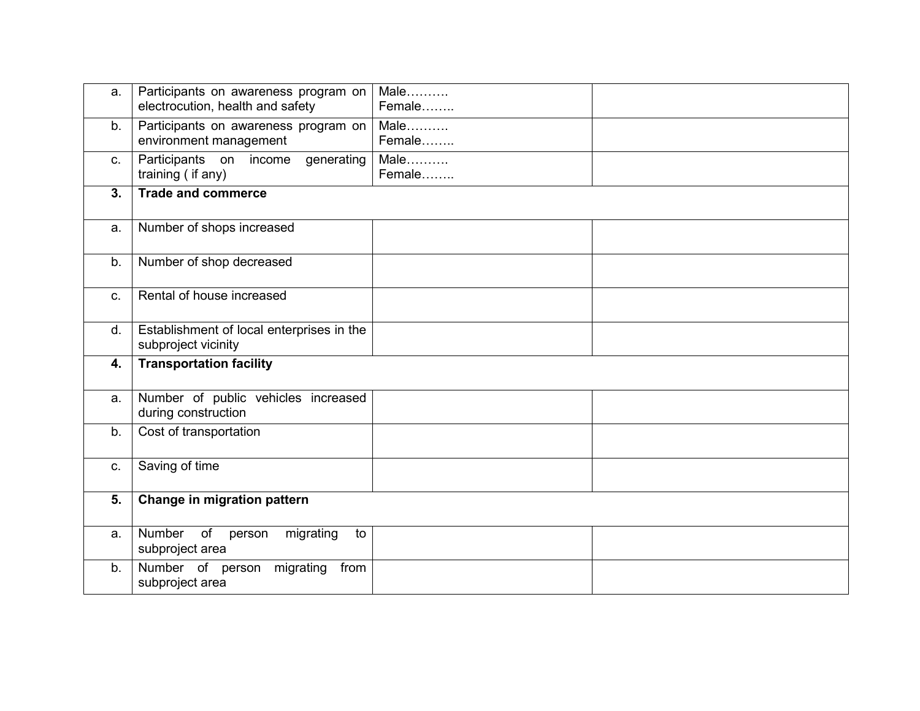| | | | |
|---|---|---|---|
| a. | Participants on awareness program on electrocution, health and safety | Male……….<br>Female…….. | |
| b. | Participants on awareness program on environment management | Male……….<br>Female…….. | |
| c. | Participants on income generating training ( if any) | Male……….<br>Female…….. | |
| **3.** | **Trade and commerce** | | |
| a. | Number of shops increased | | |
| b. | Number of shop decreased | | |
| c. | Rental of house increased | | |
| d. | Establishment of local enterprises in the subproject vicinity | | |
| **4.** | **Transportation facility** | | |
| a. | Number of public vehicles increased during construction | | |
| b. | Cost of transportation | | |
| c. | Saving of time | | |
| **5.** | **Change in migration pattern** | | |
| a. | Number of person migrating to subproject area | | |
| b. | Number of person migrating from subproject area | | |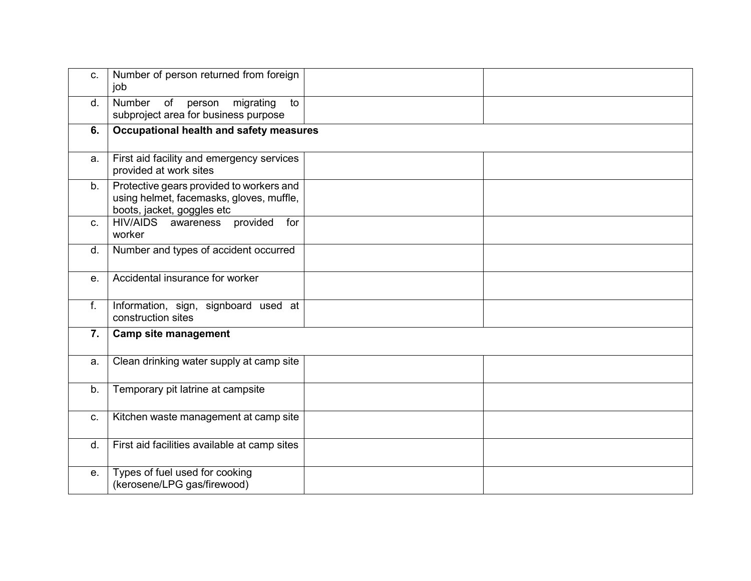| | | | |
|---|---|---|---|
| c. | Number of person returned from foreign job | | |
| d. | Number of person migrating to subproject area for business purpose | | |
| **6.** | **Occupational health and safety measures** | | |
| a. | First aid facility and emergency services provided at work sites | | |
| b. | Protective gears provided to workers and using helmet, facemasks, gloves, muffle, boots, jacket, goggles etc | | |
| c. | HIV/AIDS awareness provided for worker | | |
| d. | Number and types of accident occurred | | |
| e. | Accidental insurance for worker | | |
| f. | Information, sign, signboard used at construction sites | | |
| **7.** | **Camp site management** | | |
| a. | Clean drinking water supply at camp site | | |
| b. | Temporary pit latrine at campsite | | |
| c. | Kitchen waste management at camp site | | |
| d. | First aid facilities available at camp sites | | |
| e. | Types of fuel used for cooking (kerosene/LPG gas/firewood) | | |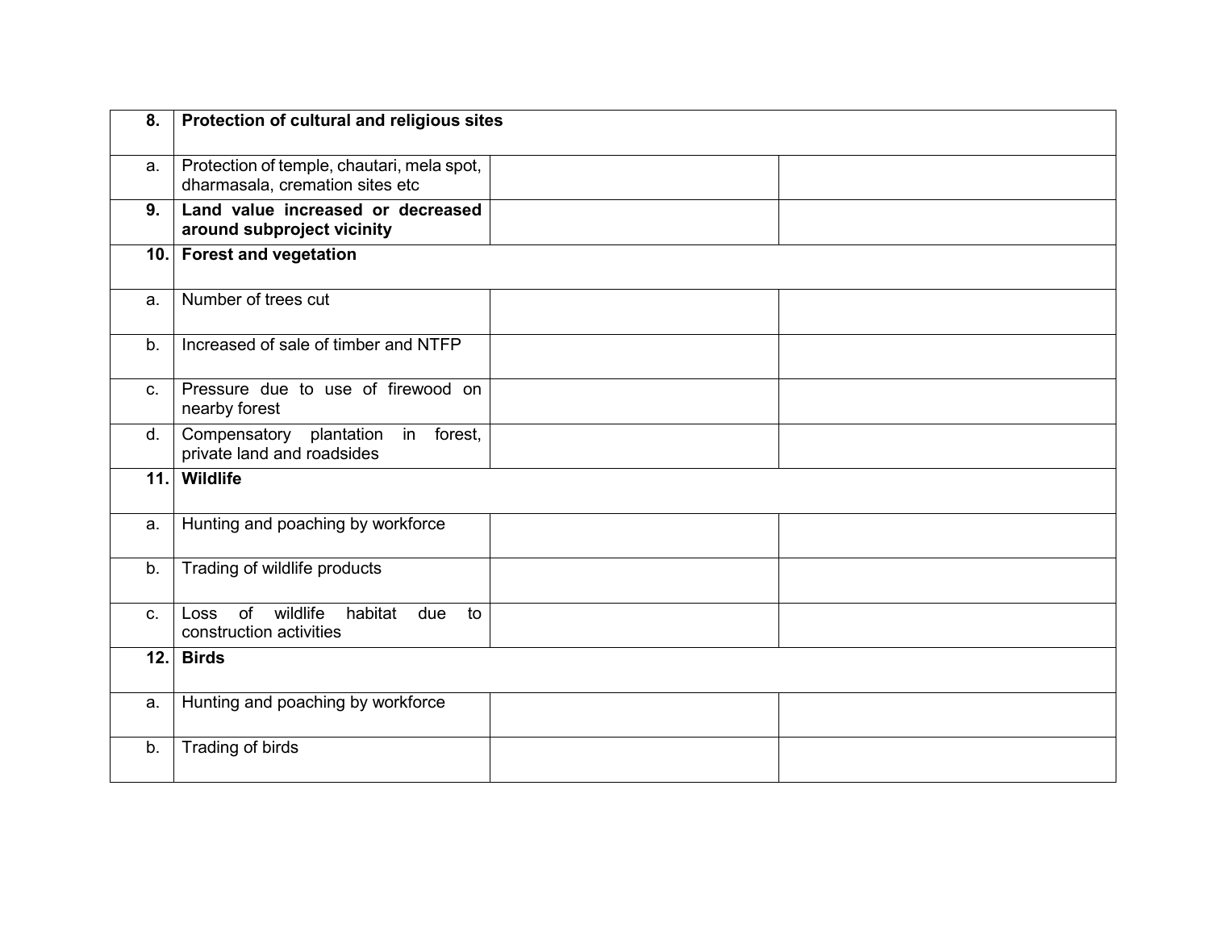| | | | |
|---|---|---|---|
| **8.** | **Protection of cultural and religious sites** | | |
| a. | Protection of temple, chautari, mela spot, dharmasala, cremation sites etc | | |
| **9.** | **Land value increased or decreased around subproject vicinity** | | |
| **10.** | **Forest and vegetation** | | |
| a. | Number of trees cut | | |
| b. | Increased of sale of timber and NTFP | | |
| c. | Pressure due to use of firewood on nearby forest | | |
| d. | Compensatory plantation in forest, private land and roadsides | | |
| **11.** | **Wildlife** | | |
| a. | Hunting and poaching by workforce | | |
| b. | Trading of wildlife products | | |
| c. | Loss of wildlife habitat due to construction activities | | |
| **12.** | **Birds** | | |
| a. | Hunting and poaching by workforce | | |
| b. | Trading of birds | | |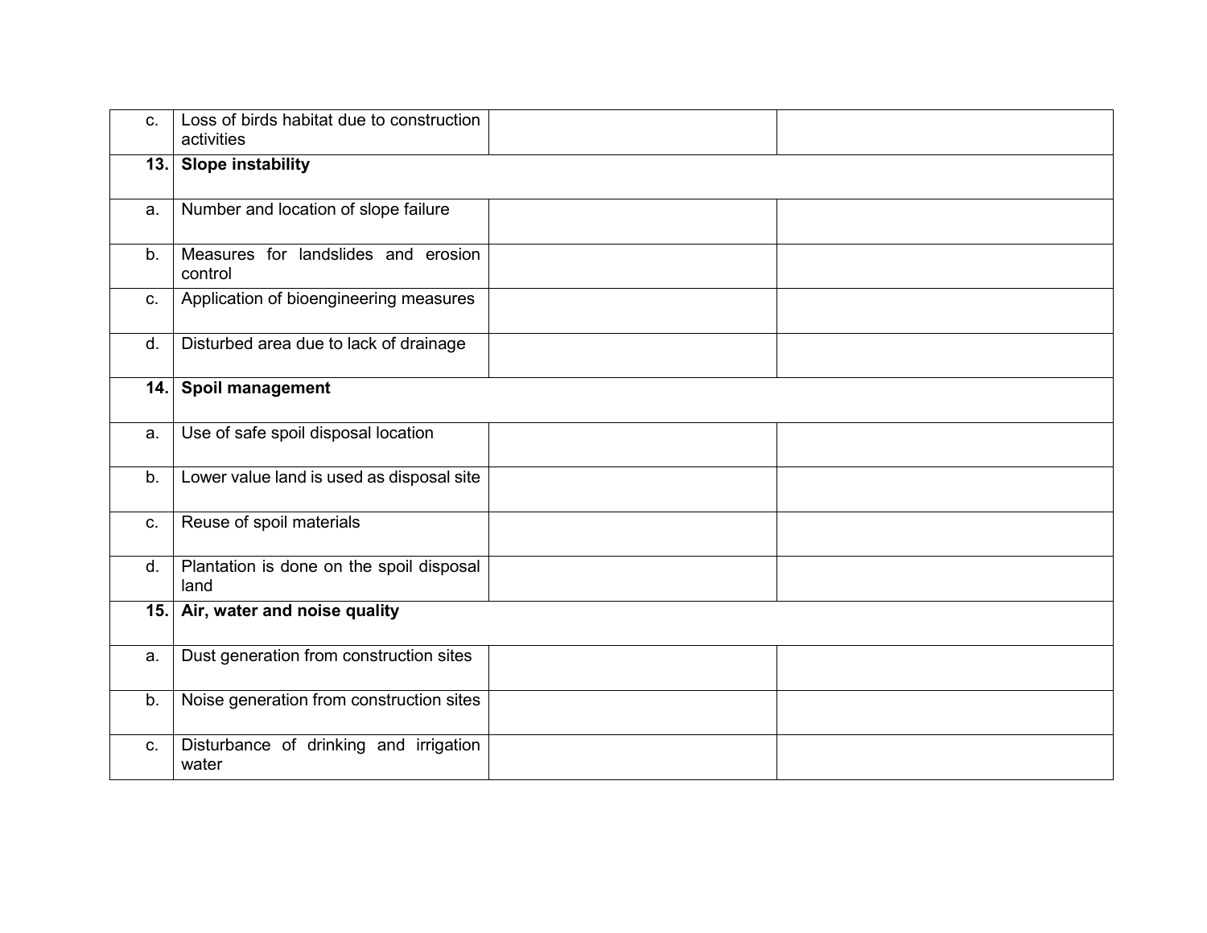| | | | |
|---|---|---|---|
| c. | Loss of birds habitat due to construction activities | | |
| **13.** | **Slope instability** | | |
| a. | Number and location of slope failure | | |
| b. | Measures for landslides and erosion control | | |
| c. | Application of bioengineering measures | | |
| d. | Disturbed area due to lack of drainage | | |
| **14.** | **Spoil management** | | |
| a. | Use of safe spoil disposal location | | |
| b. | Lower value land is used as disposal site | | |
| c. | Reuse of spoil materials | | |
| d. | Plantation is done on the spoil disposal land | | |
| **15.** | **Air, water and noise quality** | | |
| a. | Dust generation from construction sites | | |
| b. | Noise generation from construction sites | | |
| c. | Disturbance of drinking and irrigation water | | |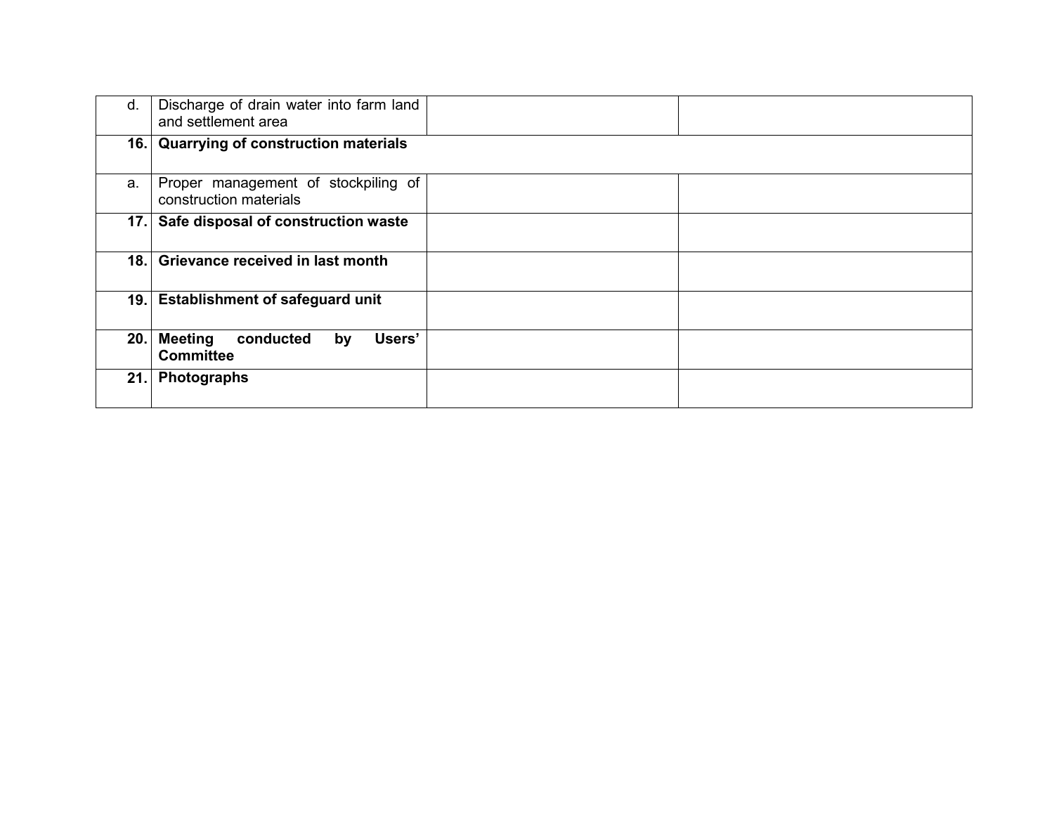| | | | |
|---|---|---|---|
| d. | Discharge of drain water into farm land and settlement area | | |
| **16.** | **Quarrying of construction materials** | | |
| a. | Proper management of stockpiling of construction materials | | |
| **17.** | **Safe disposal of construction waste** | | |
| **18.** | **Grievance received in last month** | | |
| **19.** | **Establishment of safeguard unit** | | |
| **20.** | **Meeting conducted by Users' Committee** | | |
| **21.** | **Photographs** | | |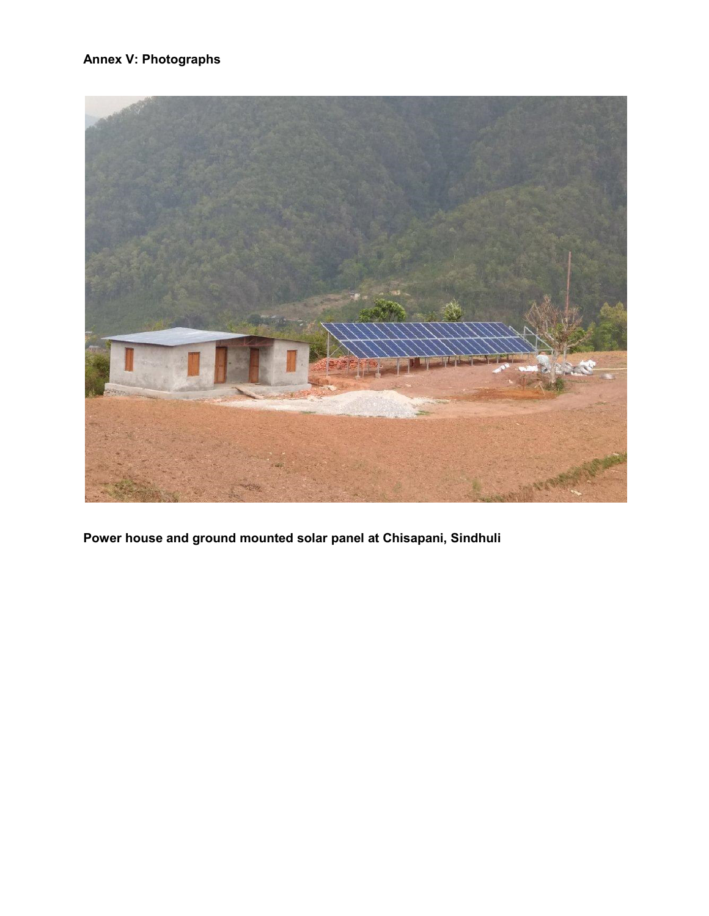**Annex V: Photographs**

**Power house and ground mounted solar panel at Chisapani, Sindhuli**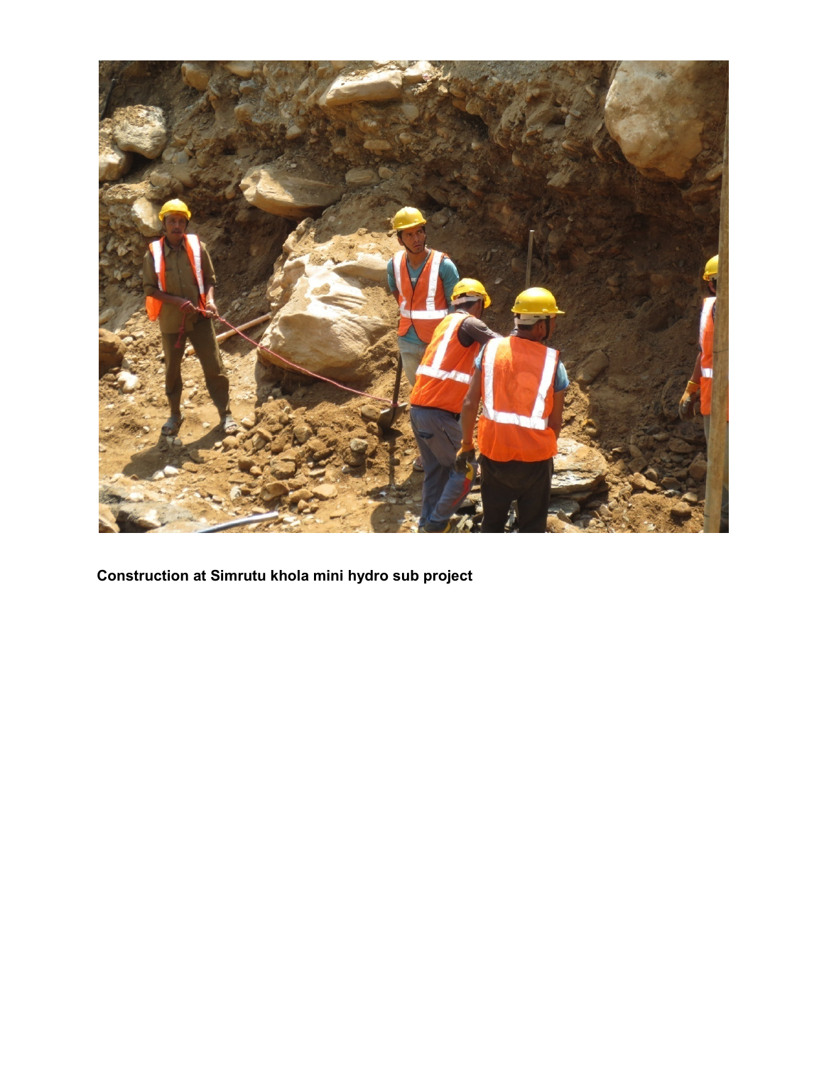**Construction at Simrutu khola mini hydro sub project**